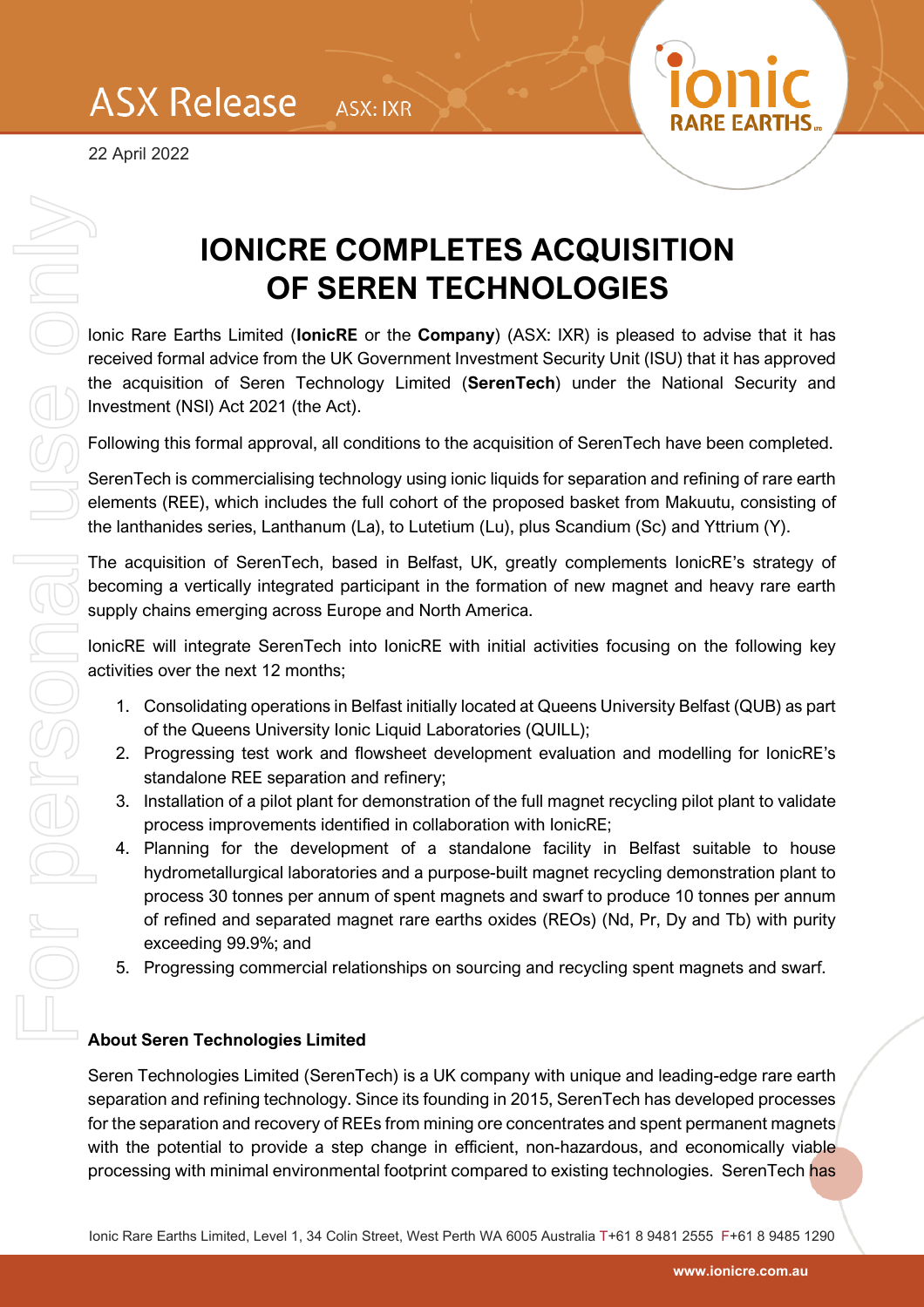# IONICRE COMPLETES ACQUISITION OF SEREN TECHNOLOGIES

22 April 2022

Ionic Rare Earths Limited (**IonicRE** or the **Company**) (ASX: IXR) is pleased to advise that it has received formal advice from the UK Government Investment Security Unit (ISU) that it has approved the acquisition of Seren Technology Limited (**SerenTech**) under the National Security and Investment (NSI) Act 2021 (the Act).

Following this formal approval, all conditions to the acquisition of SerenTech have been completed.

SerenTech is commercialising technology using ionic liquids for separation and refining of rare earth elements (REE), which includes the full cohort of the proposed basket from Makuutu, consisting of the lanthanides series, Lanthanum (La), to Lutetium (Lu), plus Scandium (Sc) and Yttrium (Y).

The acquisition of SerenTech, based in Belfast, UK, greatly complements IonicRE's strategy of becoming a vertically integrated participant in the formation of new magnet and heavy rare earth supply chains emerging across Europe and North America.

IonicRE will integrate SerenTech into IonicRE with initial activities focusing on the following key activities over the next 12 months;

1. Consolidating operations in Belfast initially located at Queens University Belfast (QUB) as part of the Queens University Ionic Liquid Laboratories (QUILL);
2. Progressing test work and flowsheet development evaluation and modelling for IonicRE's standalone REE separation and refinery;
3. Installation of a pilot plant for demonstration of the full magnet recycling pilot plant to validate process improvements identified in collaboration with IonicRE;
4. Planning for the development of a standalone facility in Belfast suitable to house hydrometallurgical laboratories and a purpose-built magnet recycling demonstration plant to process 30 tonnes per annum of spent magnets and swarf to produce 10 tonnes per annum of refined and separated magnet rare earths oxides (REOs) (Nd, Pr, Dy and Tb) with purity exceeding 99.9%; and
5. Progressing commercial relationships on sourcing and recycling spent magnets and swarf.

**About Seren Technologies Limited**

Seren Technologies Limited (SerenTech) is a UK company with unique and leading-edge rare earth separation and refining technology. Since its founding in 2015, SerenTech has developed processes for the separation and recovery of REEs from mining ore concentrates and spent permanent magnets with the potential to provide a step change in efficient, non-hazardous, and economically viable processing with minimal environmental footprint compared to existing technologies. SerenTech has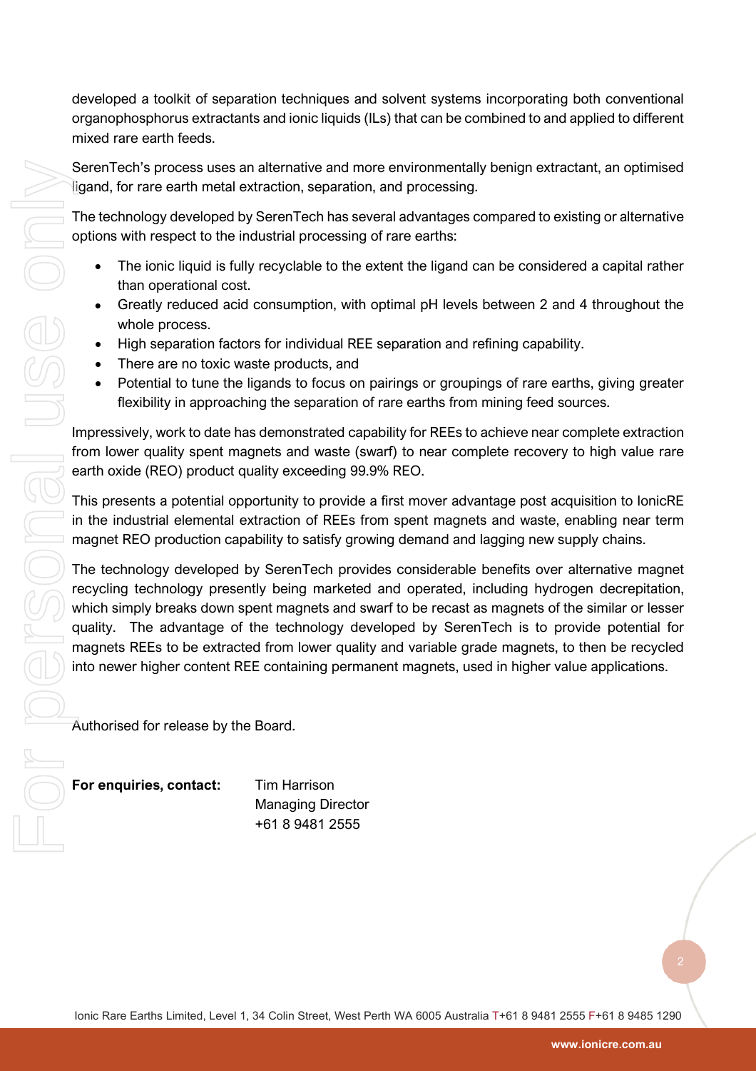developed a toolkit of separation techniques and solvent systems incorporating both conventional organophosphorus extractants and ionic liquids (ILs) that can be combined to and applied to different mixed rare earth feeds.

SerenTech's process uses an alternative and more environmentally benign extractant, an optimised ligand, for rare earth metal extraction, separation, and processing.

The technology developed by SerenTech has several advantages compared to existing or alternative options with respect to the industrial processing of rare earths:

- The ionic liquid is fully recyclable to the extent the ligand can be considered a capital rather than operational cost.
- Greatly reduced acid consumption, with optimal pH levels between 2 and 4 throughout the whole process.
- High separation factors for individual REE separation and refining capability.
- There are no toxic waste products, and
- Potential to tune the ligands to focus on pairings or groupings of rare earths, giving greater flexibility in approaching the separation of rare earths from mining feed sources.

Impressively, work to date has demonstrated capability for REEs to achieve near complete extraction from lower quality spent magnets and waste (swarf) to near complete recovery to high value rare earth oxide (REO) product quality exceeding 99.9% REO.

This presents a potential opportunity to provide a first mover advantage post acquisition to IonicRE in the industrial elemental extraction of REEs from spent magnets and waste, enabling near term magnet REO production capability to satisfy growing demand and lagging new supply chains.

The technology developed by SerenTech provides considerable benefits over alternative magnet recycling technology presently being marketed and operated, including hydrogen decrepitation, which simply breaks down spent magnets and swarf to be recast as magnets of the similar or lesser quality. The advantage of the technology developed by SerenTech is to provide potential for magnets REEs to be extracted from lower quality and variable grade magnets, to then be recycled into newer higher content REE containing permanent magnets, used in higher value applications.

Authorised for release by the Board.

**For enquiries, contact:** Tim Harrison
Managing Director
+61 8 9481 2555